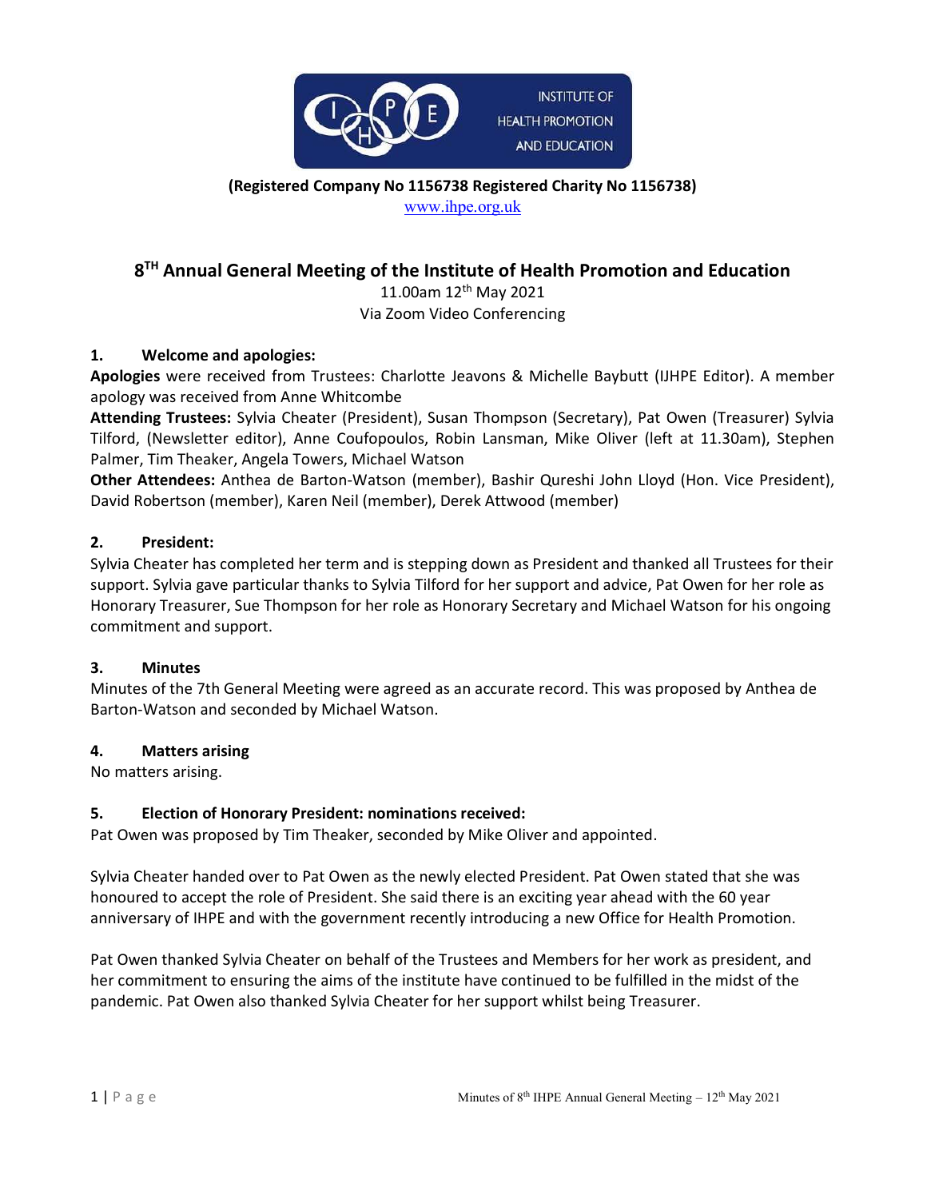**(Registered Company No 1156738 Registered Charity No 1156738)**

www.ihpe.org.uk

# 8[TH] Annual General Meeting of the Institute of Health Promotion and Education

11.00am 12[th] May 2021

Via Zoom Video Conferencing

## 1. Welcome and apologies:

**Apologies** were received from Trustees: Charlotte Jeavons & Michelle Baybutt (IJHPE Editor). A member apology was received from Anne Whitcombe

**Attending Trustees:** Sylvia Cheater (President), Susan Thompson (Secretary), Pat Owen (Treasurer) Sylvia Tilford, (Newsletter editor), Anne Coufopoulos, Robin Lansman, Mike Oliver (left at 11.30am), Stephen Palmer, Tim Theaker, Angela Towers, Michael Watson

**Other Attendees:** Anthea de Barton-Watson (member), Bashir Qureshi John Lloyd (Hon. Vice President), David Robertson (member), Karen Neil (member), Derek Attwood (member)

## 2. President:

Sylvia Cheater has completed her term and is stepping down as President and thanked all Trustees for their support. Sylvia gave particular thanks to Sylvia Tilford for her support and advice, Pat Owen for her role as Honorary Treasurer, Sue Thompson for her role as Honorary Secretary and Michael Watson for his ongoing commitment and support.

## 3. Minutes

Minutes of the 7th General Meeting were agreed as an accurate record. This was proposed by Anthea de Barton-Watson and seconded by Michael Watson.

## 4. Matters arising

No matters arising.

## 5. Election of Honorary President: nominations received:

Pat Owen was proposed by Tim Theaker, seconded by Mike Oliver and appointed.

Sylvia Cheater handed over to Pat Owen as the newly elected President. Pat Owen stated that she was honoured to accept the role of President. She said there is an exciting year ahead with the 60 year anniversary of IHPE and with the government recently introducing a new Office for Health Promotion.

Pat Owen thanked Sylvia Cheater on behalf of the Trustees and Members for her work as president, and her commitment to ensuring the aims of the institute have continued to be fulfilled in the midst of the pandemic. Pat Owen also thanked Sylvia Cheater for her support whilst being Treasurer.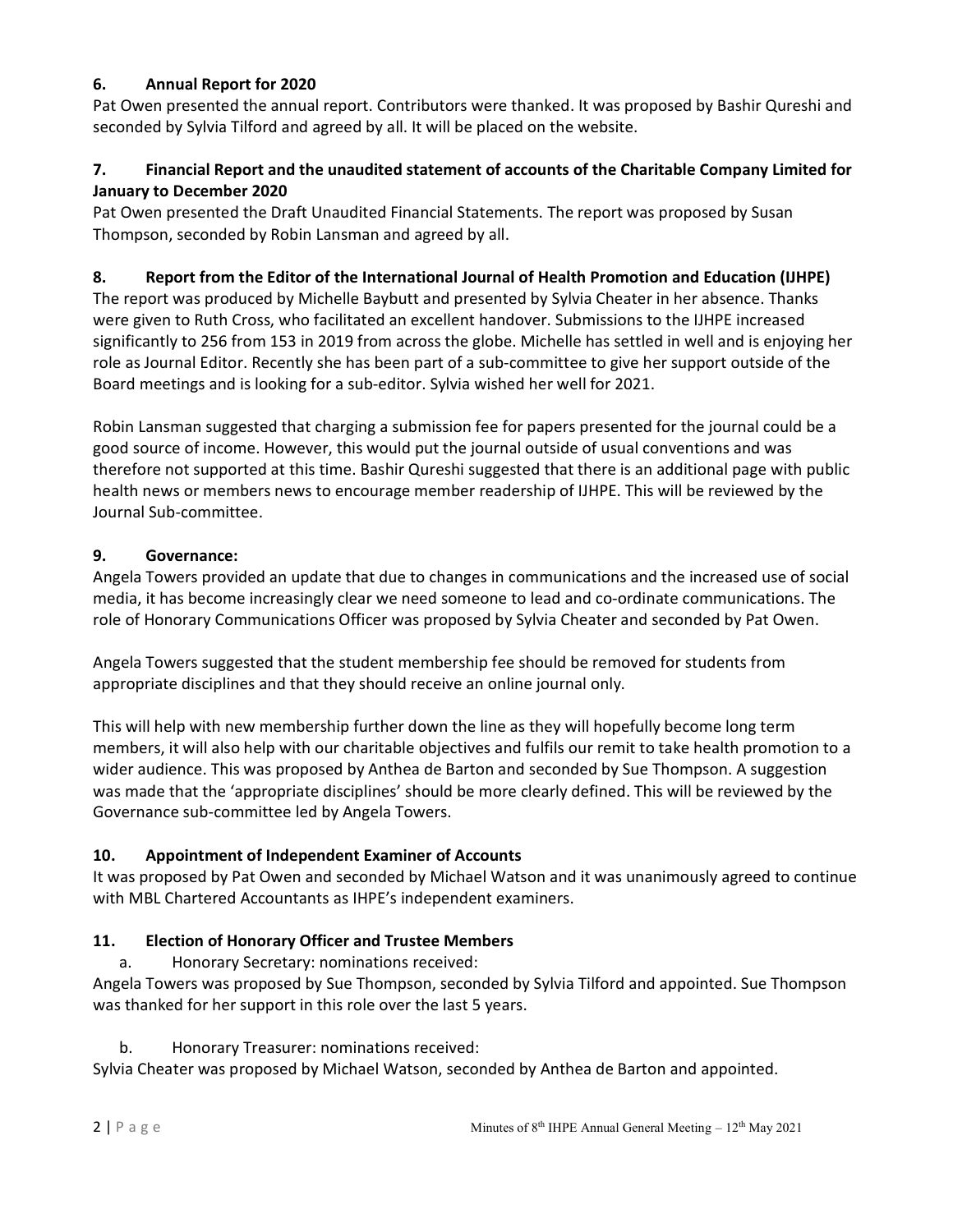### 6. Annual Report for 2020

Pat Owen presented the annual report. Contributors were thanked. It was proposed by Bashir Qureshi and seconded by Sylvia Tilford and agreed by all. It will be placed on the website.

### 7. Financial Report and the unaudited statement of accounts of the Charitable Company Limited for January to December 2020

Pat Owen presented the Draft Unaudited Financial Statements. The report was proposed by Susan Thompson, seconded by Robin Lansman and agreed by all.

### 8. Report from the Editor of the International Journal of Health Promotion and Education (IJHPE)

The report was produced by Michelle Baybutt and presented by Sylvia Cheater in her absence. Thanks were given to Ruth Cross, who facilitated an excellent handover. Submissions to the IJHPE increased significantly to 256 from 153 in 2019 from across the globe. Michelle has settled in well and is enjoying her role as Journal Editor. Recently she has been part of a sub-committee to give her support outside of the Board meetings and is looking for a sub-editor. Sylvia wished her well for 2021.

Robin Lansman suggested that charging a submission fee for papers presented for the journal could be a good source of income. However, this would put the journal outside of usual conventions and was therefore not supported at this time. Bashir Qureshi suggested that there is an additional page with public health news or members news to encourage member readership of IJHPE. This will be reviewed by the Journal Sub-committee.

### 9. Governance:

Angela Towers provided an update that due to changes in communications and the increased use of social media, it has become increasingly clear we need someone to lead and co-ordinate communications. The role of Honorary Communications Officer was proposed by Sylvia Cheater and seconded by Pat Owen.

Angela Towers suggested that the student membership fee should be removed for students from appropriate disciplines and that they should receive an online journal only.

This will help with new membership further down the line as they will hopefully become long term members, it will also help with our charitable objectives and fulfils our remit to take health promotion to a wider audience. This was proposed by Anthea de Barton and seconded by Sue Thompson. A suggestion was made that the 'appropriate disciplines' should be more clearly defined. This will be reviewed by the Governance sub-committee led by Angela Towers.

### 10. Appointment of Independent Examiner of Accounts

It was proposed by Pat Owen and seconded by Michael Watson and it was unanimously agreed to continue with MBL Chartered Accountants as IHPE's independent examiners.

### 11. Election of Honorary Officer and Trustee Members

a. Honorary Secretary: nominations received:

Angela Towers was proposed by Sue Thompson, seconded by Sylvia Tilford and appointed. Sue Thompson was thanked for her support in this role over the last 5 years.

b. Honorary Treasurer: nominations received:

Sylvia Cheater was proposed by Michael Watson, seconded by Anthea de Barton and appointed.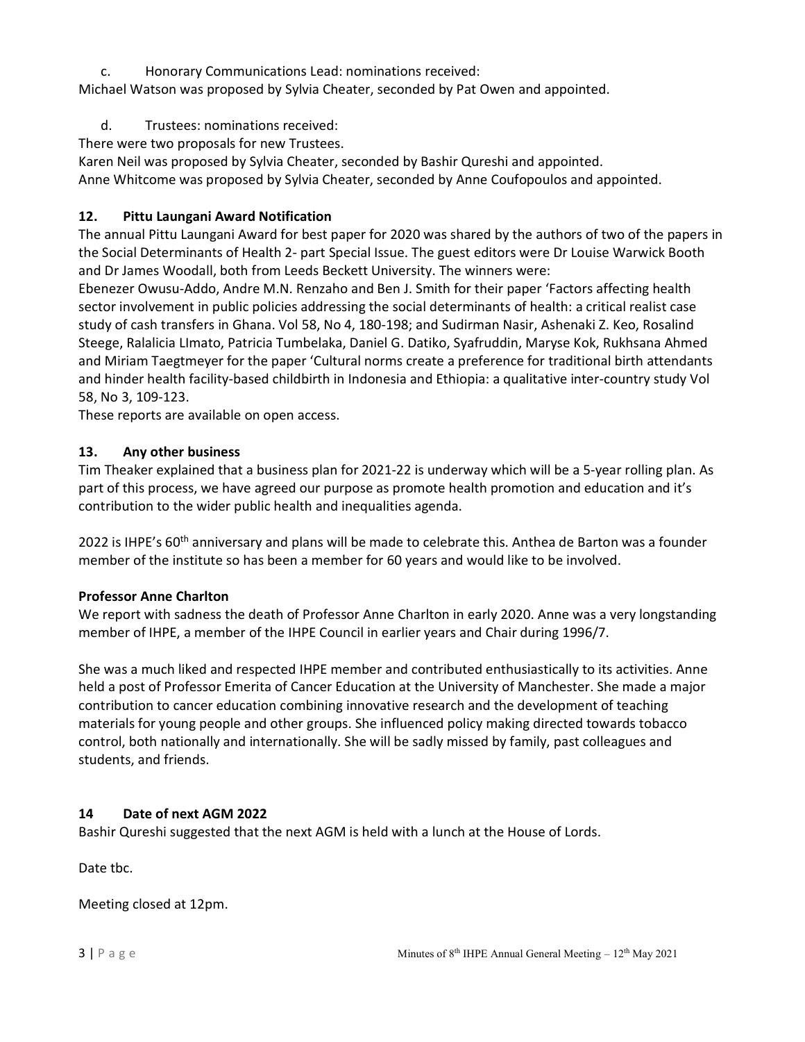c. Honorary Communications Lead: nominations received:

Michael Watson was proposed by Sylvia Cheater, seconded by Pat Owen and appointed.

d. Trustees: nominations received:

There were two proposals for new Trustees.

Karen Neil was proposed by Sylvia Cheater, seconded by Bashir Qureshi and appointed.

Anne Whitcome was proposed by Sylvia Cheater, seconded by Anne Coufopoulos and appointed.

## 12. Pittu Laungani Award Notification

The annual Pittu Laungani Award for best paper for 2020 was shared by the authors of two of the papers in the Social Determinants of Health 2- part Special Issue. The guest editors were Dr Louise Warwick Booth and Dr James Woodall, both from Leeds Beckett University. The winners were:

Ebenezer Owusu-Addo, Andre M.N. Renzaho and Ben J. Smith for their paper 'Factors affecting health sector involvement in public policies addressing the social determinants of health: a critical realist case study of cash transfers in Ghana. Vol 58, No 4, 180-198; and Sudirman Nasir, Ashenaki Z. Keo, Rosalind Steege, Ralalicia LImato, Patricia Tumbelaka, Daniel G. Datiko, Syafruddin, Maryse Kok, Rukhsana Ahmed and Miriam Taegtmeyer for the paper 'Cultural norms create a preference for traditional birth attendants and hinder health facility-based childbirth in Indonesia and Ethiopia: a qualitative inter-country study Vol 58, No 3, 109-123.

These reports are available on open access.

## 13. Any other business

Tim Theaker explained that a business plan for 2021-22 is underway which will be a 5-year rolling plan. As part of this process, we have agreed our purpose as promote health promotion and education and it's contribution to the wider public health and inequalities agenda.

2022 is IHPE's 60th anniversary and plans will be made to celebrate this. Anthea de Barton was a founder member of the institute so has been a member for 60 years and would like to be involved.

**Professor Anne Charlton**

We report with sadness the death of Professor Anne Charlton in early 2020. Anne was a very longstanding member of IHPE, a member of the IHPE Council in earlier years and Chair during 1996/7.

She was a much liked and respected IHPE member and contributed enthusiastically to its activities. Anne held a post of Professor Emerita of Cancer Education at the University of Manchester. She made a major contribution to cancer education combining innovative research and the development of teaching materials for young people and other groups. She influenced policy making directed towards tobacco control, both nationally and internationally. She will be sadly missed by family, past colleagues and students, and friends.

## 14 Date of next AGM 2022

Bashir Qureshi suggested that the next AGM is held with a lunch at the House of Lords.

Date tbc.

Meeting closed at 12pm.